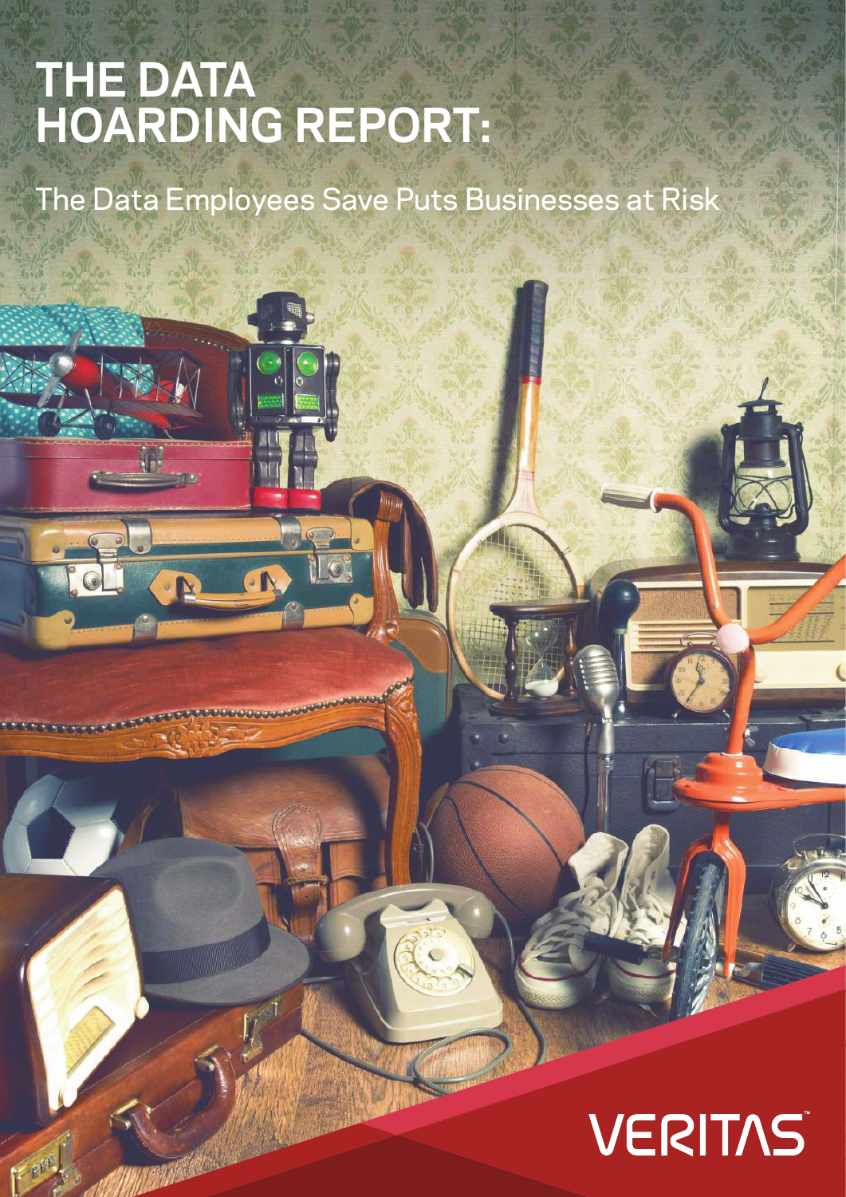# THE DATA HOARDING REPORT:

The Data Employees Save Puts Businesses at Risk

VERITAS™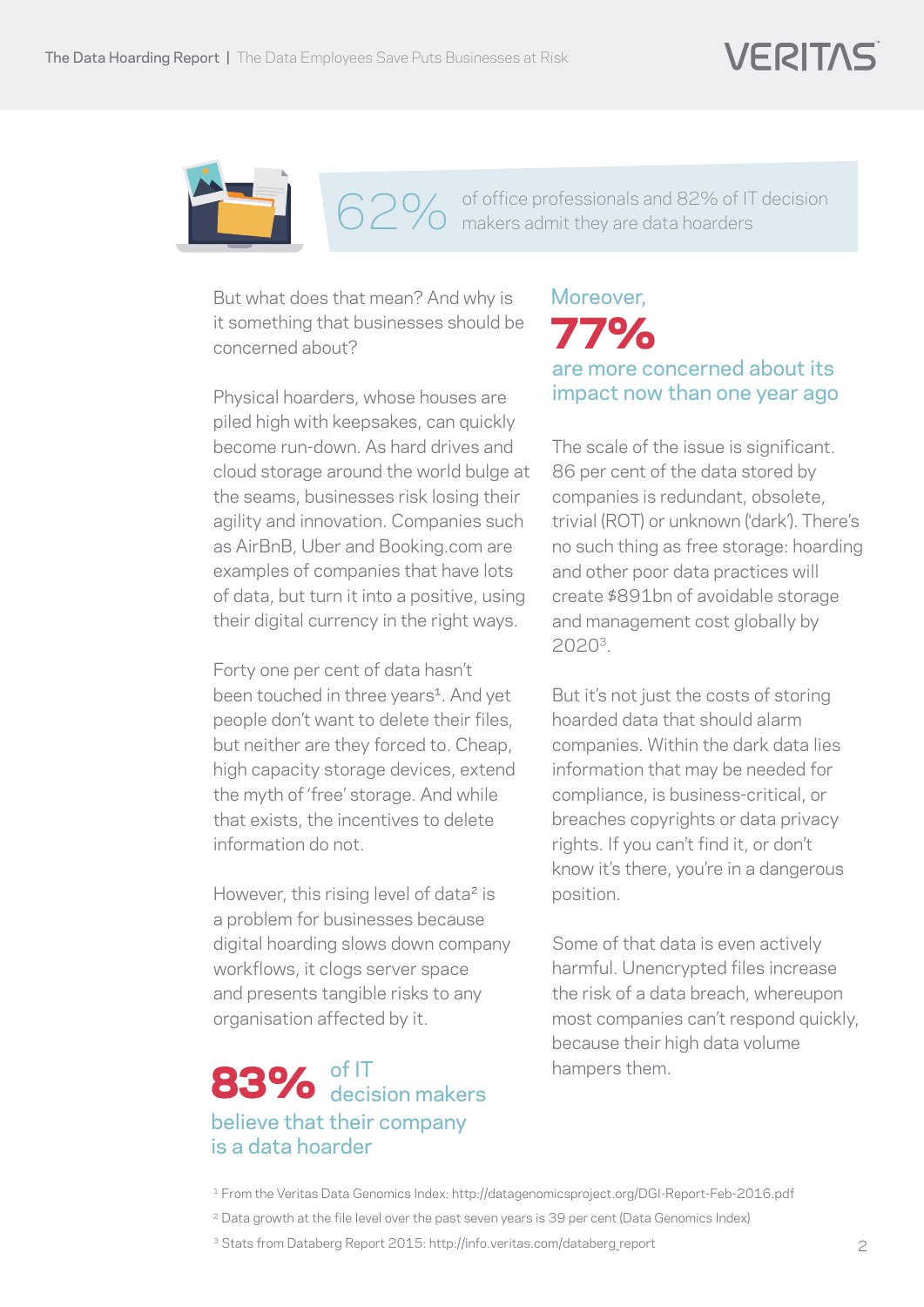**62%** of office professionals and 82% of IT decision makers admit they are data hoarders

But what does that mean? And why is it something that businesses should be concerned about?

Physical hoarders, whose houses are piled high with keepsakes, can quickly become run-down. As hard drives and cloud storage around the world bulge at the seams, businesses risk losing their agility and innovation. Companies such as AirBnB, Uber and Booking.com are examples of companies that have lots of data, but turn it into a positive, using their digital currency in the right ways.

Forty one per cent of data hasn't been touched in three years[1]. And yet people don't want to delete their files, but neither are they forced to. Cheap, high capacity storage devices, extend the myth of 'free' storage. And while that exists, the incentives to delete information do not.

However, this rising level of data[2] is a problem for businesses because digital hoarding slows down company workflows, it clogs server space and presents tangible risks to any organisation affected by it.

**83%** of IT decision makers believe that their company is a data hoarder

Moreover, **77%** are more concerned about its impact now than one year ago

The scale of the issue is significant. 86 per cent of the data stored by companies is redundant, obsolete, trivial (ROT) or unknown ('dark'). There's no such thing as free storage: hoarding and other poor data practices will create $891bn of avoidable storage and management cost globally by 2020[3].

But it's not just the costs of storing hoarded data that should alarm companies. Within the dark data lies information that may be needed for compliance, is business-critical, or breaches copyrights or data privacy rights. If you can't find it, or don't know it's there, you're in a dangerous position.

Some of that data is even actively harmful. Unencrypted files increase the risk of a data breach, whereupon most companies can't respond quickly, because their high data volume hampers them.

[1] From the Veritas Data Genomics Index: http://datagenomicsproject.org/DGI-Report-Feb-2016.pdf

[2] Data growth at the file level over the past seven years is 39 per cent (Data Genomics Index)

[3] Stats from Databerg Report 2015: http://info.veritas.com/databerg_report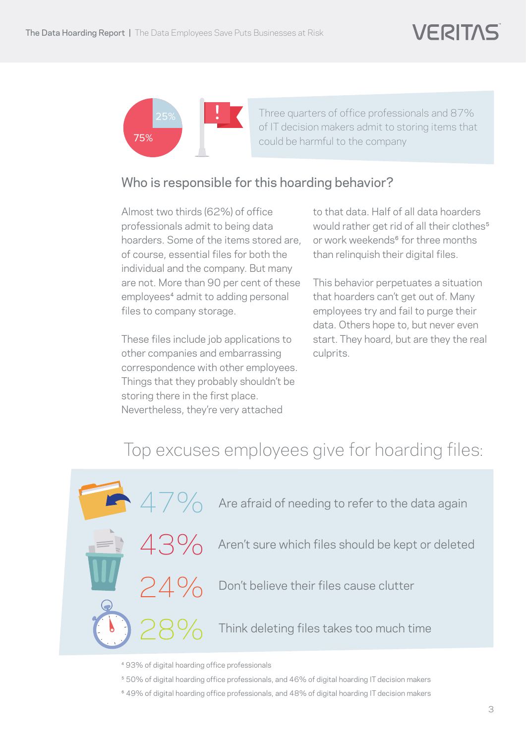25%

75%

Three quarters of office professionals and 87% of IT decision makers admit to storing items that could be harmful to the company

## Who is responsible for this hoarding behavior?

Almost two thirds (62%) of office professionals admit to being data hoarders. Some of the items stored are, of course, essential files for both the individual and the company. But many are not. More than 90 per cent of these employees[4] admit to adding personal files to company storage.

These files include job applications to other companies and embarrassing correspondence with other employees. Things that they probably shouldn't be storing there in the first place. Nevertheless, they're very attached to that data. Half of all data hoarders would rather get rid of all their clothes[5] or work weekends[6] for three months than relinquish their digital files.

This behavior perpetuates a situation that hoarders can't get out of. Many employees try and fail to purge their data. Others hope to, but never even start. They hoard, but are they the real culprits.

## Top excuses employees give for hoarding files:

- **47%** Are afraid of needing to refer to the data again
- **43%** Aren't sure which files should be kept or deleted
- **24%** Don't believe their files cause clutter
- **28%** Think deleting files takes too much time

[4] 93% of digital hoarding office professionals

[5] 50% of digital hoarding office professionals, and 46% of digital hoarding IT decision makers

[6] 49% of digital hoarding office professionals, and 48% of digital hoarding IT decision makers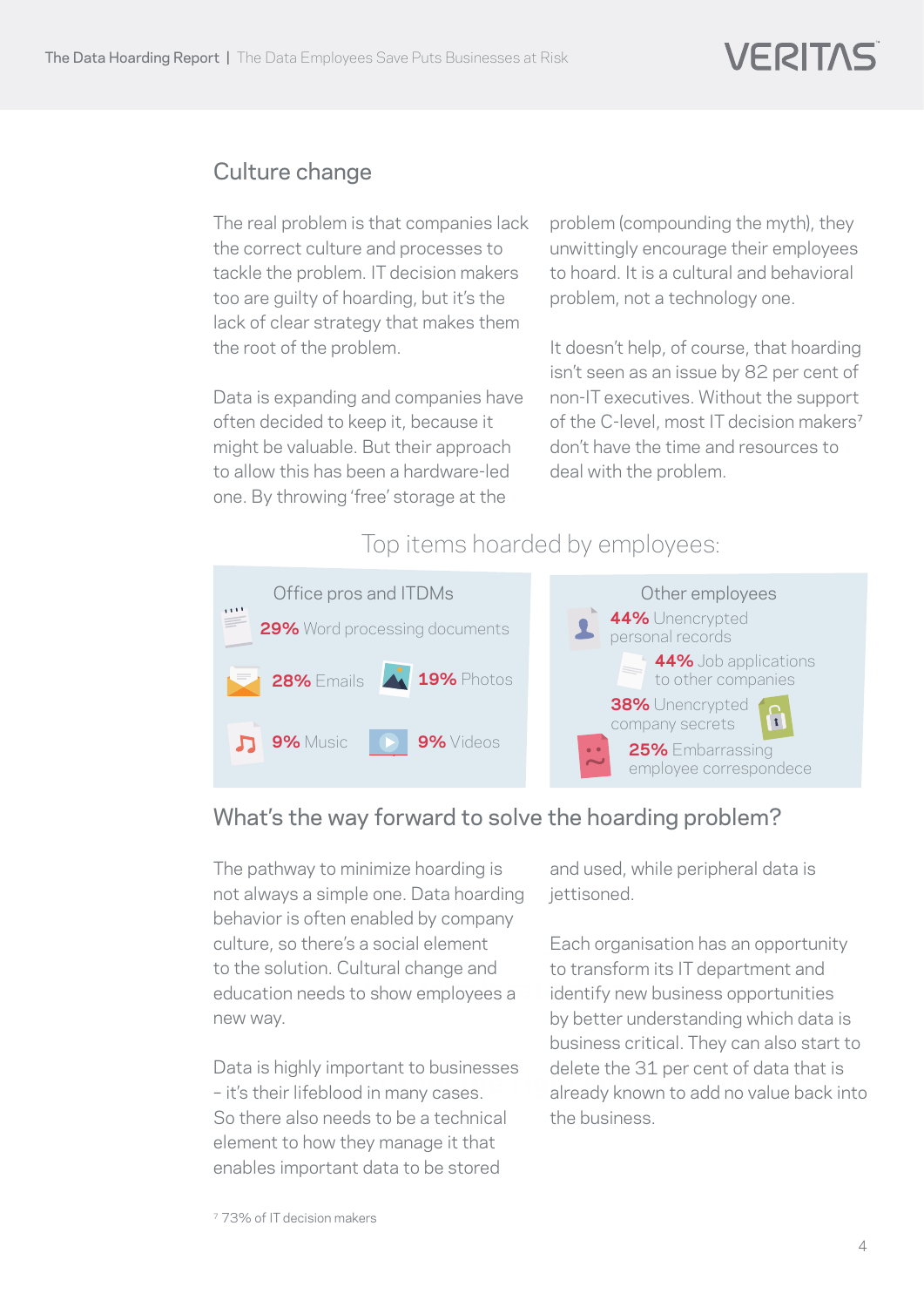## Culture change

The real problem is that companies lack the correct culture and processes to tackle the problem. IT decision makers too are guilty of hoarding, but it's the lack of clear strategy that makes them the root of the problem.

Data is expanding and companies have often decided to keep it, because it might be valuable. But their approach to allow this has been a hardware-led one. By throwing 'free' storage at the problem (compounding the myth), they unwittingly encourage their employees to hoard. It is a cultural and behavioral problem, not a technology one.

It doesn't help, of course, that hoarding isn't seen as an issue by 82 per cent of non-IT executives. Without the support of the C-level, most IT decision makers[7] don't have the time and resources to deal with the problem.

### Top items hoarded by employees:

**Office pros and ITDMs**

- **29%** Word processing documents
- **28%** Emails
- **19%** Photos
- **9%** Music
- **9%** Videos

**Other employees**

- **44%** Unencrypted personal records
- **44%** Job applications to other companies
- **38%** Unencrypted company secrets
- **25%** Embarrassing employee correspondece

## What's the way forward to solve the hoarding problem?

The pathway to minimize hoarding is not always a simple one. Data hoarding behavior is often enabled by company culture, so there's a social element to the solution. Cultural change and education needs to show employees a new way.

Data is highly important to businesses – it's their lifeblood in many cases. So there also needs to be a technical element to how they manage it that enables important data to be stored and used, while peripheral data is jettisoned.

Each organisation has an opportunity to transform its IT department and identify new business opportunities by better understanding which data is business critical. They can also start to delete the 31 per cent of data that is already known to add no value back into the business.

[7] 73% of IT decision makers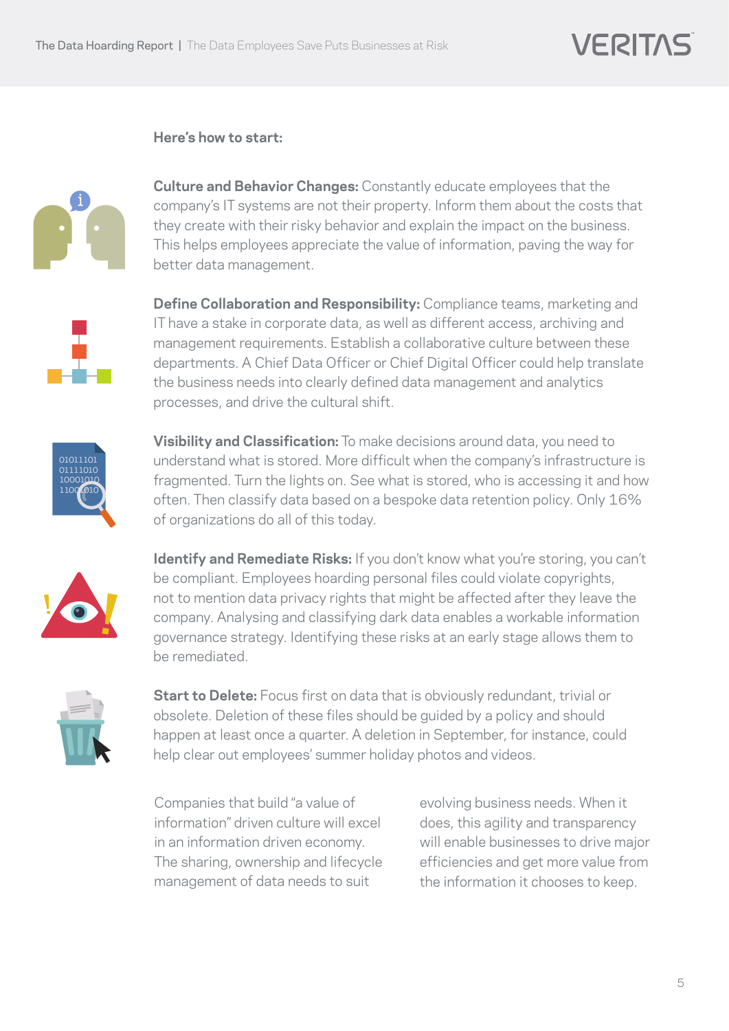**Here's how to start:**

**Culture and Behavior Changes:** Constantly educate employees that the company's IT systems are not their property. Inform them about the costs that they create with their risky behavior and explain the impact on the business. This helps employees appreciate the value of information, paving the way for better data management.

**Define Collaboration and Responsibility:** Compliance teams, marketing and IT have a stake in corporate data, as well as different access, archiving and management requirements. Establish a collaborative culture between these departments. A Chief Data Officer or Chief Digital Officer could help translate the business needs into clearly defined data management and analytics processes, and drive the cultural shift.

**Visibility and Classification:** To make decisions around data, you need to understand what is stored. More difficult when the company's infrastructure is fragmented. Turn the lights on. See what is stored, who is accessing it and how often. Then classify data based on a bespoke data retention policy. Only 16% of organizations do all of this today.

**Identify and Remediate Risks:** If you don't know what you're storing, you can't be compliant. Employees hoarding personal files could violate copyrights, not to mention data privacy rights that might be affected after they leave the company. Analysing and classifying dark data enables a workable information governance strategy. Identifying these risks at an early stage allows them to be remediated.

**Start to Delete:** Focus first on data that is obviously redundant, trivial or obsolete. Deletion of these files should be guided by a policy and should happen at least once a quarter. A deletion in September, for instance, could help clear out employees' summer holiday photos and videos.

Companies that build "a value of information" driven culture will excel in an information driven economy. The sharing, ownership and lifecycle management of data needs to suit evolving business needs. When it does, this agility and transparency will enable businesses to drive major efficiencies and get more value from the information it chooses to keep.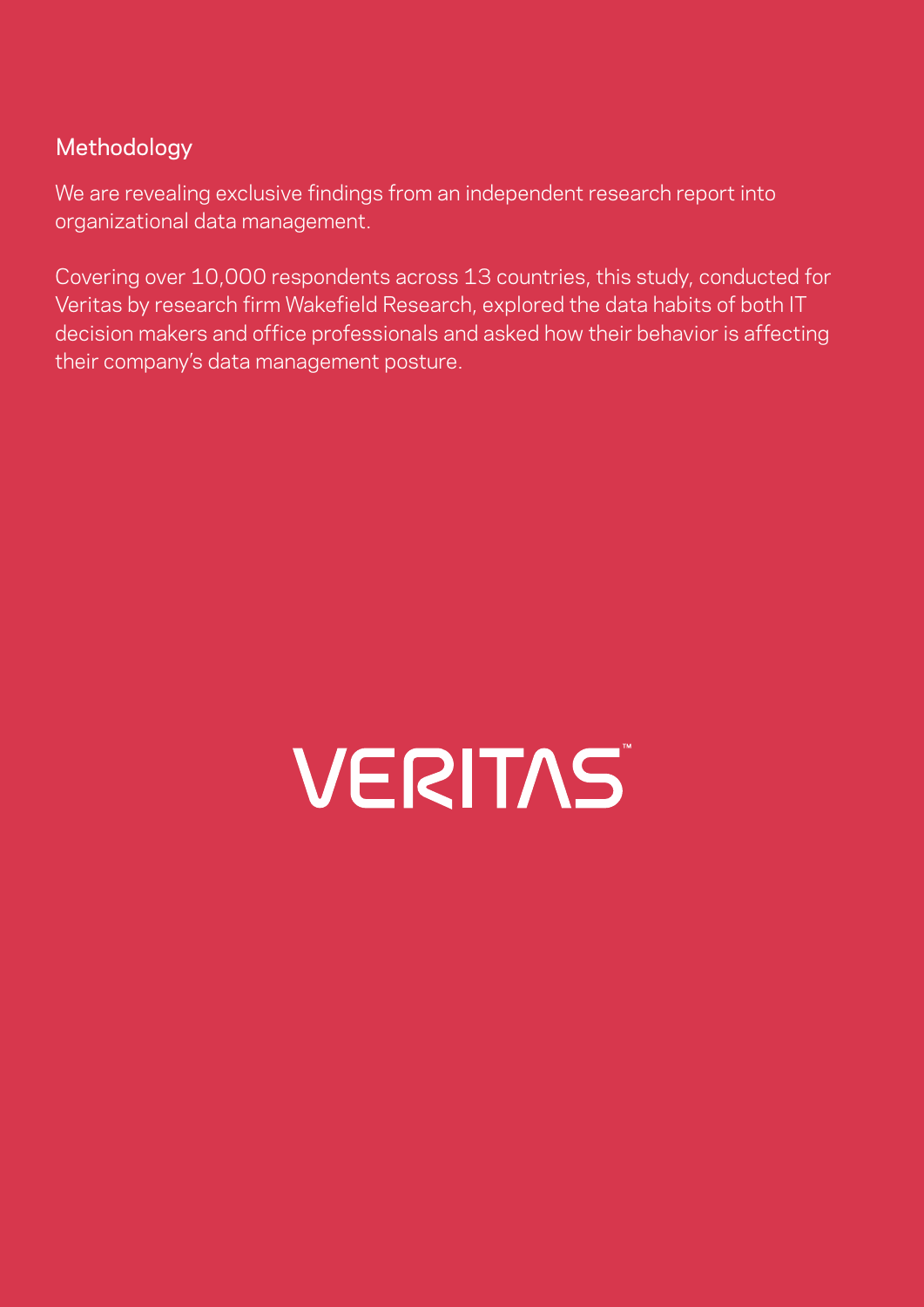## Methodology

We are revealing exclusive findings from an independent research report into organizational data management.

Covering over 10,000 respondents across 13 countries, this study, conducted for Veritas by research firm Wakefield Research, explored the data habits of both IT decision makers and office professionals and asked how their behavior is affecting their company's data management posture.

VERITAS™